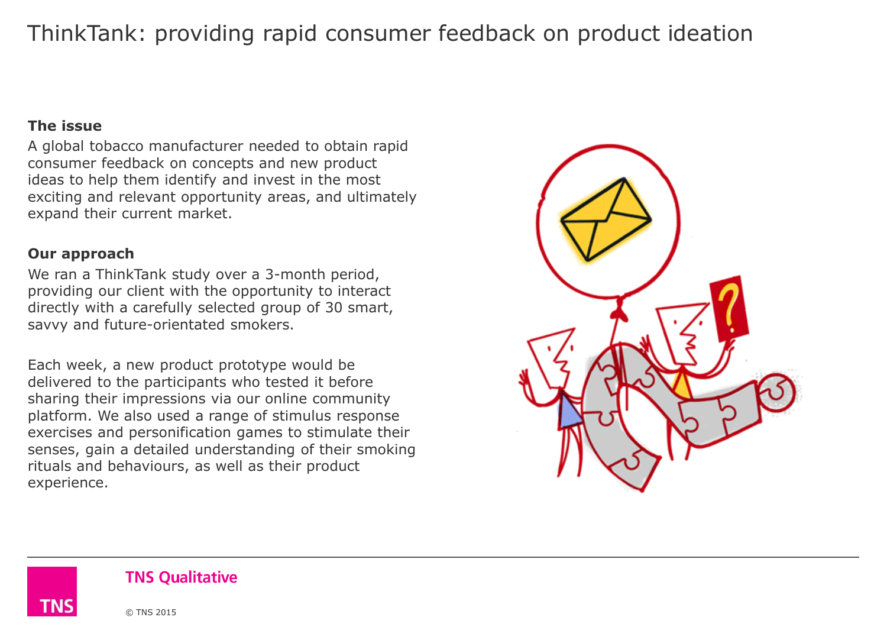# ThinkTank: providing rapid consumer feedback on product ideation

**The issue**

A global tobacco manufacturer needed to obtain rapid consumer feedback on concepts and new product ideas to help them identify and invest in the most exciting and relevant opportunity areas, and ultimately expand their current market.

**Our approach**

We ran a ThinkTank study over a 3-month period, providing our client with the opportunity to interact directly with a carefully selected group of 30 smart, savvy and future-orientated smokers.

Each week, a new product prototype would be delivered to the participants who tested it before sharing their impressions via our online community platform. We also used a range of stimulus response exercises and personification games to stimulate their senses, gain a detailed understanding of their smoking rituals and behaviours, as well as their product experience.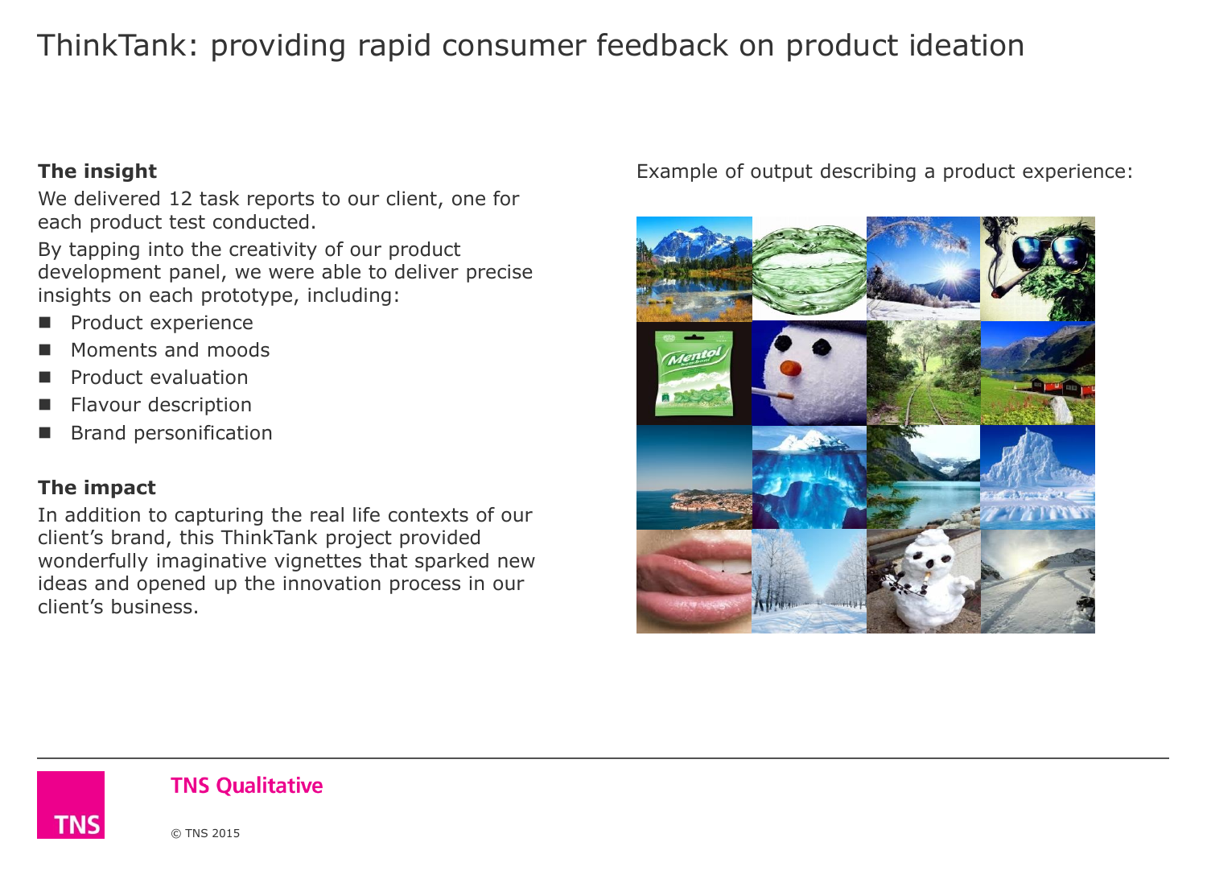# ThinkTank: providing rapid consumer feedback on product ideation

**The insight**

We delivered 12 task reports to our client, one for each product test conducted.

By tapping into the creativity of our product development panel, we were able to deliver precise insights on each prototype, including:

- Product experience
- Moments and moods
- Product evaluation
- Flavour description
- Brand personification

**The impact**

In addition to capturing the real life contexts of our client's brand, this ThinkTank project provided wonderfully imaginative vignettes that sparked new ideas and opened up the innovation process in our client's business.

Example of output describing a product experience: